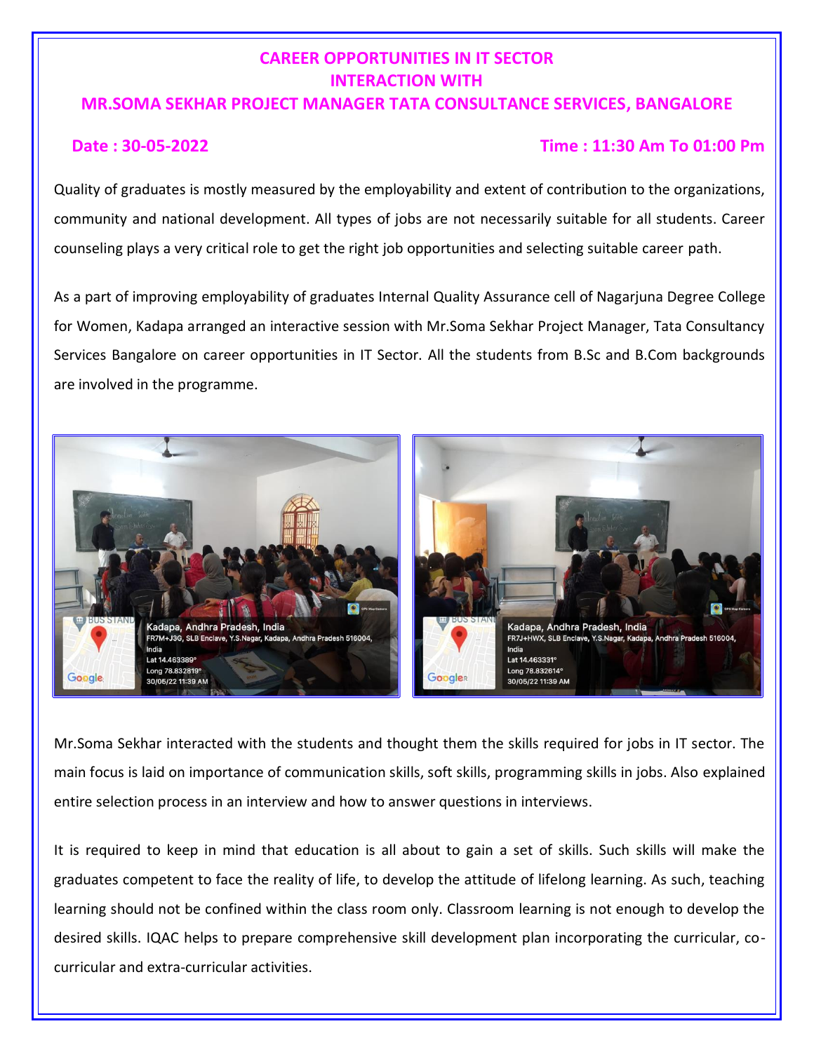# CAREER OPPORTUNITIES IN IT SECTOR
## INTERACTION WITH
## MR.SOMA SEKHAR PROJECT MANAGER TATA CONSULTANCE SERVICES, BANGALORE

**Date : 30-05-2022** **Time : 11:30 Am To 01:00 Pm**

Quality of graduates is mostly measured by the employability and extent of contribution to the organizations, community and national development. All types of jobs are not necessarily suitable for all students. Career counseling plays a very critical role to get the right job opportunities and selecting suitable career path.

As a part of improving employability of graduates Internal Quality Assurance cell of Nagarjuna Degree College for Women, Kadapa arranged an interactive session with Mr.Soma Sekhar Project Manager, Tata Consultancy Services Bangalore on career opportunities in IT Sector. All the students from B.Sc and B.Com backgrounds are involved in the programme.

Mr.Soma Sekhar interacted with the students and thought them the skills required for jobs in IT sector. The main focus is laid on importance of communication skills, soft skills, programming skills in jobs. Also explained entire selection process in an interview and how to answer questions in interviews.

It is required to keep in mind that education is all about to gain a set of skills. Such skills will make the graduates competent to face the reality of life, to develop the attitude of lifelong learning. As such, teaching learning should not be confined within the class room only. Classroom learning is not enough to develop the desired skills. IQAC helps to prepare comprehensive skill development plan incorporating the curricular, co-curricular and extra-curricular activities.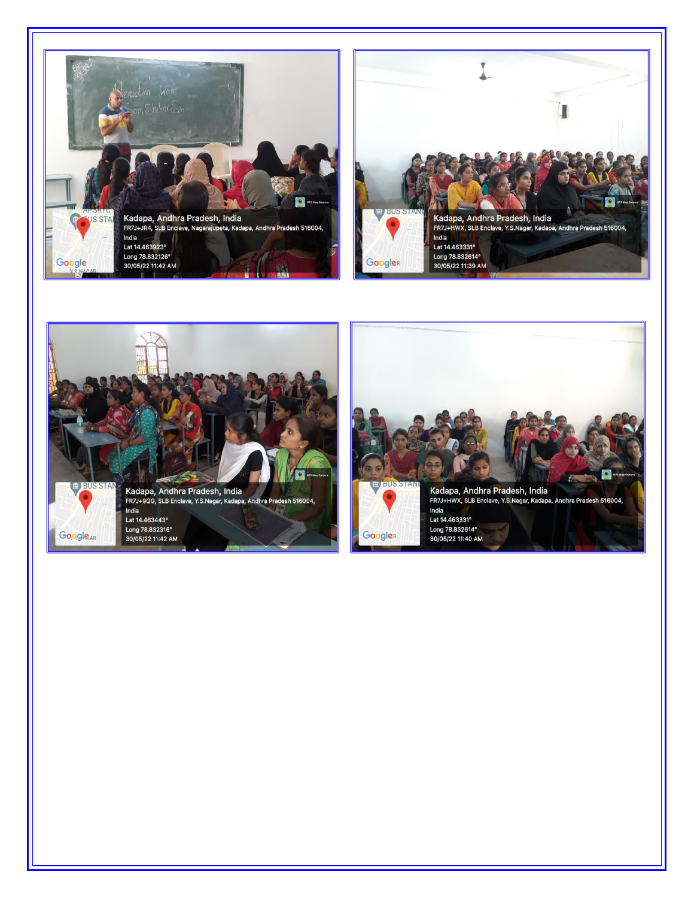Kadapa, Andhra Pradesh, India
FR7J+JR4, SLB Enclave, Nagarajupeta, Kadapa, Andhra Pradesh 516004, India
Lat 14.463923°
Long 78.832126°
30/05/22 11:42 AM

Kadapa, Andhra Pradesh, India
FR7J+HWX, SLB Enclave, Y.S.Nagar, Kadapa, Andhra Pradesh 516004, India
Lat 14.463331°
Long 78.832614°
30/05/22 11:39 AM

Kadapa, Andhra Pradesh, India
FR7J+9QG, SLB Enclave, Y.S.Nagar, Kadapa, Andhra Pradesh 516004, India
Lat 14.463443°
Long 78.832316°
30/05/22 11:42 AM

Kadapa, Andhra Pradesh, India
FR7J+HWX, SLB Enclave, Y.S.Nagar, Kadapa, Andhra Pradesh 516004, India
Lat 14.463331°
Long 78.832614°
30/05/22 11:40 AM